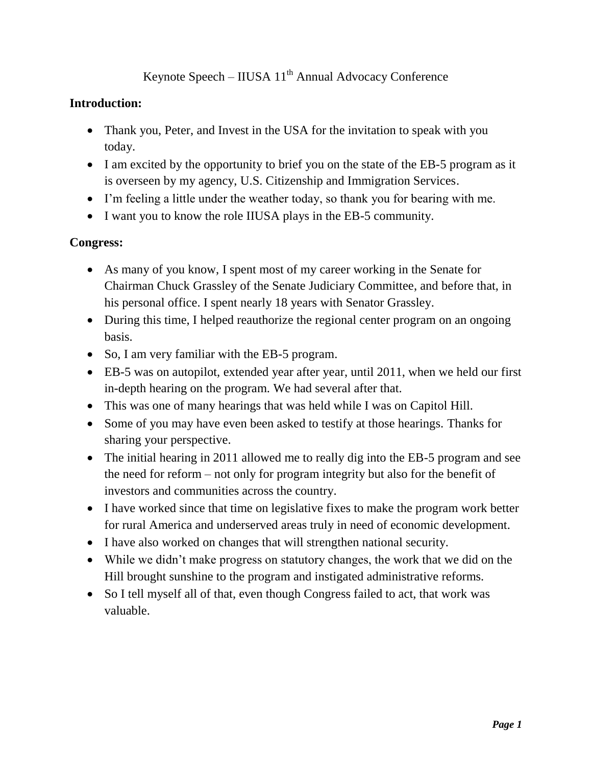# Keynote Speech – IIUSA 11th Annual Advocacy Conference

**Introduction:**

- Thank you, Peter, and Invest in the USA for the invitation to speak with you today.
- I am excited by the opportunity to brief you on the state of the EB-5 program as it is overseen by my agency, U.S. Citizenship and Immigration Services.
- I'm feeling a little under the weather today, so thank you for bearing with me.
- I want you to know the role IIUSA plays in the EB-5 community.

**Congress:**

- As many of you know, I spent most of my career working in the Senate for Chairman Chuck Grassley of the Senate Judiciary Committee, and before that, in his personal office. I spent nearly 18 years with Senator Grassley.
- During this time, I helped reauthorize the regional center program on an ongoing basis.
- So, I am very familiar with the EB-5 program.
- EB-5 was on autopilot, extended year after year, until 2011, when we held our first in-depth hearing on the program. We had several after that.
- This was one of many hearings that was held while I was on Capitol Hill.
- Some of you may have even been asked to testify at those hearings. Thanks for sharing your perspective.
- The initial hearing in 2011 allowed me to really dig into the EB-5 program and see the need for reform – not only for program integrity but also for the benefit of investors and communities across the country.
- I have worked since that time on legislative fixes to make the program work better for rural America and underserved areas truly in need of economic development.
- I have also worked on changes that will strengthen national security.
- While we didn't make progress on statutory changes, the work that we did on the Hill brought sunshine to the program and instigated administrative reforms.
- So I tell myself all of that, even though Congress failed to act, that work was valuable.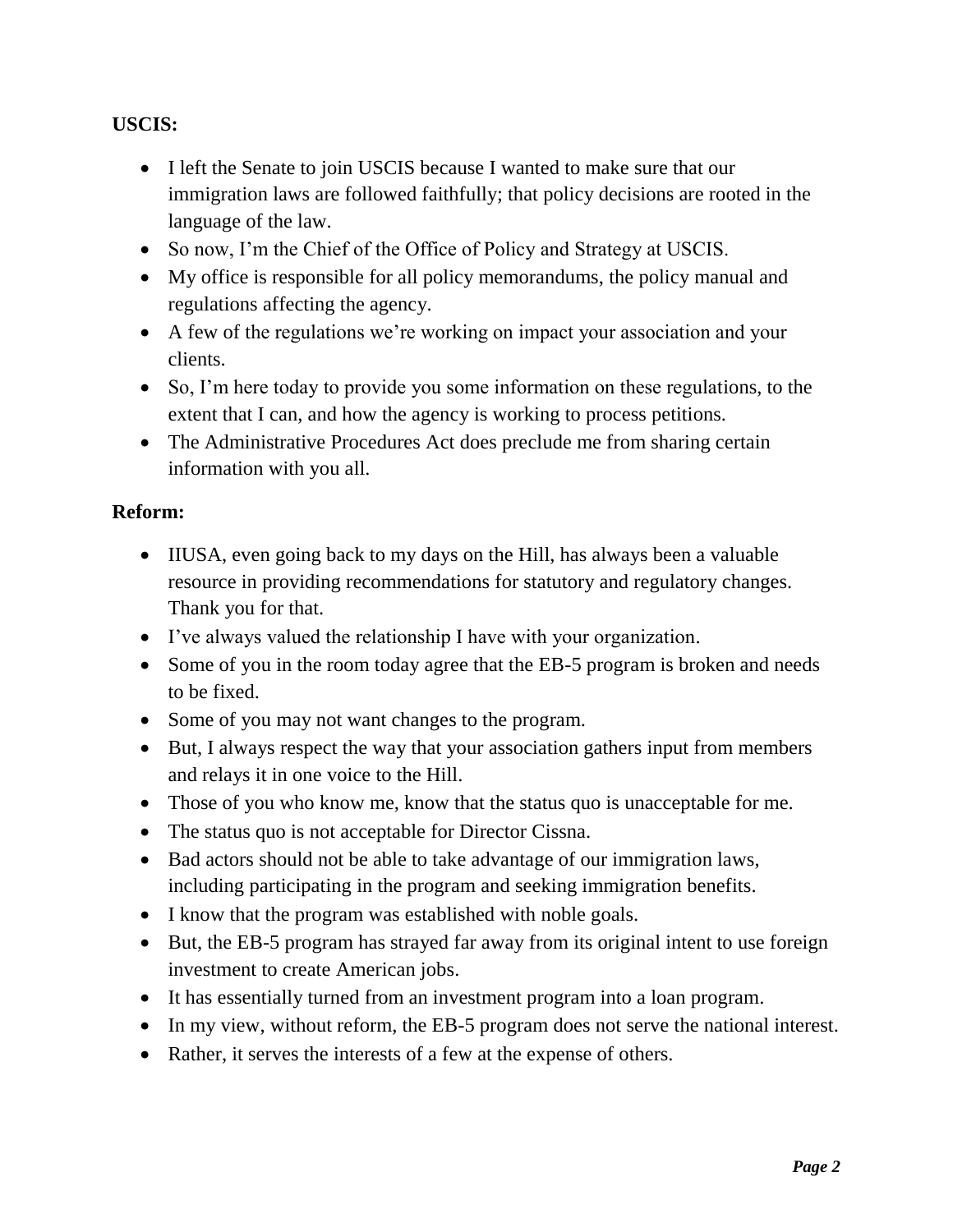**USCIS:**

- I left the Senate to join USCIS because I wanted to make sure that our immigration laws are followed faithfully; that policy decisions are rooted in the language of the law.
- So now, I'm the Chief of the Office of Policy and Strategy at USCIS.
- My office is responsible for all policy memorandums, the policy manual and regulations affecting the agency.
- A few of the regulations we're working on impact your association and your clients.
- So, I'm here today to provide you some information on these regulations, to the extent that I can, and how the agency is working to process petitions.
- The Administrative Procedures Act does preclude me from sharing certain information with you all.

**Reform:**

- IIUSA, even going back to my days on the Hill, has always been a valuable resource in providing recommendations for statutory and regulatory changes. Thank you for that.
- I've always valued the relationship I have with your organization.
- Some of you in the room today agree that the EB-5 program is broken and needs to be fixed.
- Some of you may not want changes to the program.
- But, I always respect the way that your association gathers input from members and relays it in one voice to the Hill.
- Those of you who know me, know that the status quo is unacceptable for me.
- The status quo is not acceptable for Director Cissna.
- Bad actors should not be able to take advantage of our immigration laws, including participating in the program and seeking immigration benefits.
- I know that the program was established with noble goals.
- But, the EB-5 program has strayed far away from its original intent to use foreign investment to create American jobs.
- It has essentially turned from an investment program into a loan program.
- In my view, without reform, the EB-5 program does not serve the national interest.
- Rather, it serves the interests of a few at the expense of others.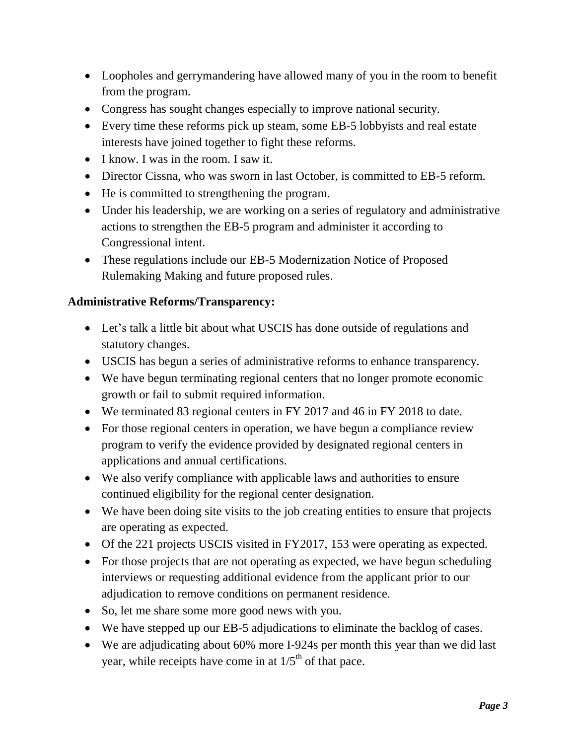- Loopholes and gerrymandering have allowed many of you in the room to benefit from the program.
- Congress has sought changes especially to improve national security.
- Every time these reforms pick up steam, some EB-5 lobbyists and real estate interests have joined together to fight these reforms.
- I know. I was in the room. I saw it.
- Director Cissna, who was sworn in last October, is committed to EB-5 reform.
- He is committed to strengthening the program.
- Under his leadership, we are working on a series of regulatory and administrative actions to strengthen the EB-5 program and administer it according to Congressional intent.
- These regulations include our EB-5 Modernization Notice of Proposed Rulemaking Making and future proposed rules.

**Administrative Reforms/Transparency:**

- Let's talk a little bit about what USCIS has done outside of regulations and statutory changes.
- USCIS has begun a series of administrative reforms to enhance transparency.
- We have begun terminating regional centers that no longer promote economic growth or fail to submit required information.
- We terminated 83 regional centers in FY 2017 and 46 in FY 2018 to date.
- For those regional centers in operation, we have begun a compliance review program to verify the evidence provided by designated regional centers in applications and annual certifications.
- We also verify compliance with applicable laws and authorities to ensure continued eligibility for the regional center designation.
- We have been doing site visits to the job creating entities to ensure that projects are operating as expected.
- Of the 221 projects USCIS visited in FY2017, 153 were operating as expected.
- For those projects that are not operating as expected, we have begun scheduling interviews or requesting additional evidence from the applicant prior to our adjudication to remove conditions on permanent residence.
- So, let me share some more good news with you.
- We have stepped up our EB-5 adjudications to eliminate the backlog of cases.
- We are adjudicating about 60% more I-924s per month this year than we did last year, while receipts have come in at 1/5th of that pace.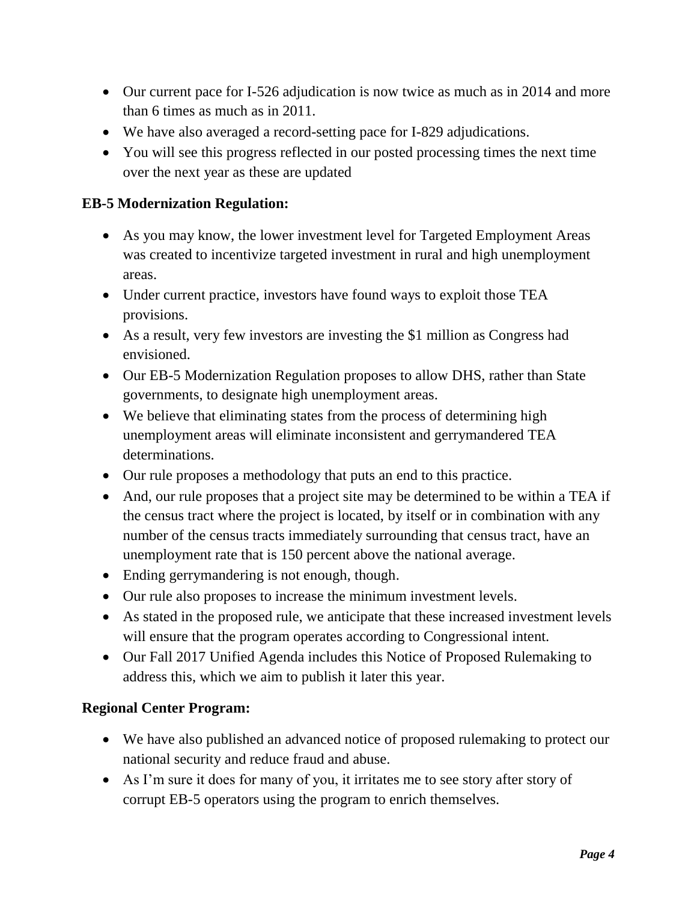- Our current pace for I-526 adjudication is now twice as much as in 2014 and more than 6 times as much as in 2011.
- We have also averaged a record-setting pace for I-829 adjudications.
- You will see this progress reflected in our posted processing times the next time over the next year as these are updated

**EB-5 Modernization Regulation:**

- As you may know, the lower investment level for Targeted Employment Areas was created to incentivize targeted investment in rural and high unemployment areas.
- Under current practice, investors have found ways to exploit those TEA provisions.
- As a result, very few investors are investing the $1 million as Congress had envisioned.
- Our EB-5 Modernization Regulation proposes to allow DHS, rather than State governments, to designate high unemployment areas.
- We believe that eliminating states from the process of determining high unemployment areas will eliminate inconsistent and gerrymandered TEA determinations.
- Our rule proposes a methodology that puts an end to this practice.
- And, our rule proposes that a project site may be determined to be within a TEA if the census tract where the project is located, by itself or in combination with any number of the census tracts immediately surrounding that census tract, have an unemployment rate that is 150 percent above the national average.
- Ending gerrymandering is not enough, though.
- Our rule also proposes to increase the minimum investment levels.
- As stated in the proposed rule, we anticipate that these increased investment levels will ensure that the program operates according to Congressional intent.
- Our Fall 2017 Unified Agenda includes this Notice of Proposed Rulemaking to address this, which we aim to publish it later this year.

**Regional Center Program:**

- We have also published an advanced notice of proposed rulemaking to protect our national security and reduce fraud and abuse.
- As I'm sure it does for many of you, it irritates me to see story after story of corrupt EB-5 operators using the program to enrich themselves.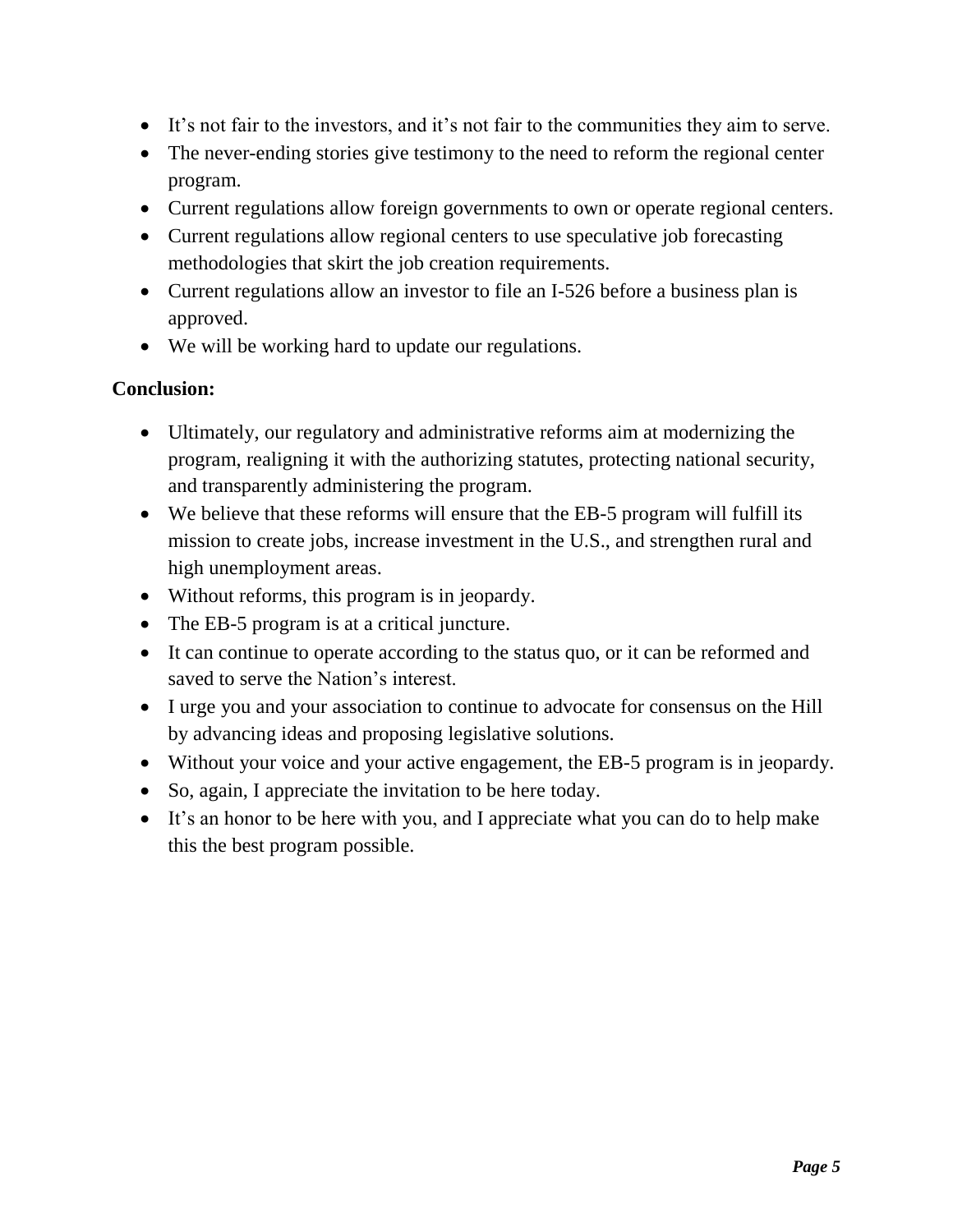- It's not fair to the investors, and it's not fair to the communities they aim to serve.
- The never-ending stories give testimony to the need to reform the regional center program.
- Current regulations allow foreign governments to own or operate regional centers.
- Current regulations allow regional centers to use speculative job forecasting methodologies that skirt the job creation requirements.
- Current regulations allow an investor to file an I-526 before a business plan is approved.
- We will be working hard to update our regulations.

**Conclusion:**

- Ultimately, our regulatory and administrative reforms aim at modernizing the program, realigning it with the authorizing statutes, protecting national security, and transparently administering the program.
- We believe that these reforms will ensure that the EB-5 program will fulfill its mission to create jobs, increase investment in the U.S., and strengthen rural and high unemployment areas.
- Without reforms, this program is in jeopardy.
- The EB-5 program is at a critical juncture.
- It can continue to operate according to the status quo, or it can be reformed and saved to serve the Nation's interest.
- I urge you and your association to continue to advocate for consensus on the Hill by advancing ideas and proposing legislative solutions.
- Without your voice and your active engagement, the EB-5 program is in jeopardy.
- So, again, I appreciate the invitation to be here today.
- It's an honor to be here with you, and I appreciate what you can do to help make this the best program possible.